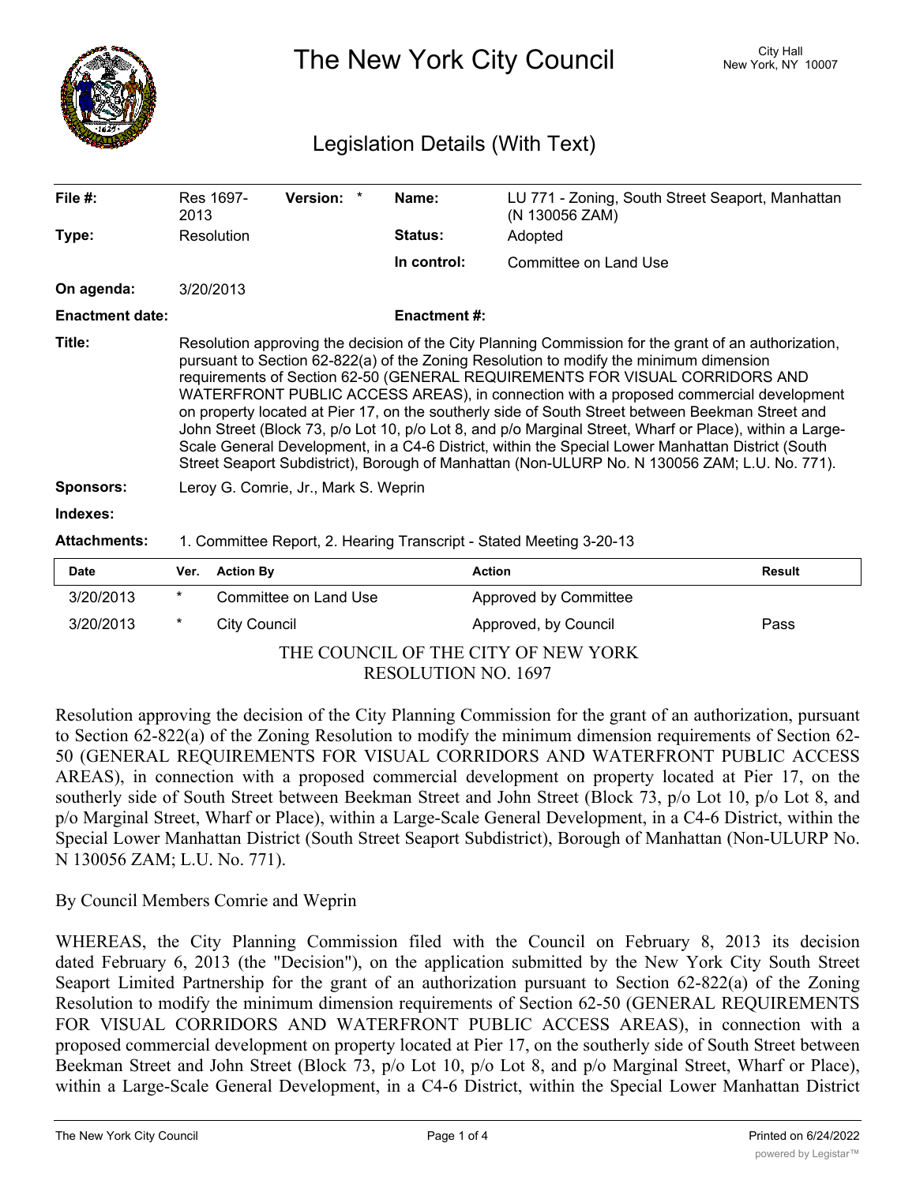# The New York City Council

City Hall
New York, NY 10007

## Legislation Details (With Text)

| | | | | | |
|---|---|---|---|---|---|
| **File #:** | Res 1697-2013 | **Version:** * | | **Name:** | LU 771 - Zoning, South Street Seaport, Manhattan (N 130056 ZAM) |
| **Type:** | Resolution | | | **Status:** | Adopted |
| | | | | **In control:** | Committee on Land Use |
| **On agenda:** | 3/20/2013 | | | | |
| **Enactment date:** | | | | **Enactment #:** | |

**Title:** Resolution approving the decision of the City Planning Commission for the grant of an authorization, pursuant to Section 62-822(a) of the Zoning Resolution to modify the minimum dimension requirements of Section 62-50 (GENERAL REQUIREMENTS FOR VISUAL CORRIDORS AND WATERFRONT PUBLIC ACCESS AREAS), in connection with a proposed commercial development on property located at Pier 17, on the southerly side of South Street between Beekman Street and John Street (Block 73, p/o Lot 10, p/o Lot 8, and p/o Marginal Street, Wharf or Place), within a Large-Scale General Development, in a C4-6 District, within the Special Lower Manhattan District (South Street Seaport Subdistrict), Borough of Manhattan (Non-ULURP No. N 130056 ZAM; L.U. No. 771).

**Sponsors:** Leroy G. Comrie, Jr., Mark S. Weprin

**Indexes:**

**Attachments:** 1. Committee Report, 2. Hearing Transcript - Stated Meeting 3-20-13

| Date | Ver. | Action By | Action | Result |
|---|---|---|---|---|
| 3/20/2013 | * | Committee on Land Use | Approved by Committee | |
| 3/20/2013 | * | City Council | Approved, by Council | Pass |

THE COUNCIL OF THE CITY OF NEW YORK
RESOLUTION NO. 1697

Resolution approving the decision of the City Planning Commission for the grant of an authorization, pursuant to Section 62-822(a) of the Zoning Resolution to modify the minimum dimension requirements of Section 62-50 (GENERAL REQUIREMENTS FOR VISUAL CORRIDORS AND WATERFRONT PUBLIC ACCESS AREAS), in connection with a proposed commercial development on property located at Pier 17, on the southerly side of South Street between Beekman Street and John Street (Block 73, p/o Lot 10, p/o Lot 8, and p/o Marginal Street, Wharf or Place), within a Large-Scale General Development, in a C4-6 District, within the Special Lower Manhattan District (South Street Seaport Subdistrict), Borough of Manhattan (Non-ULURP No. N 130056 ZAM; L.U. No. 771).

By Council Members Comrie and Weprin

WHEREAS, the City Planning Commission filed with the Council on February 8, 2013 its decision dated February 6, 2013 (the "Decision"), on the application submitted by the New York City South Street Seaport Limited Partnership for the grant of an authorization pursuant to Section 62-822(a) of the Zoning Resolution to modify the minimum dimension requirements of Section 62-50 (GENERAL REQUIREMENTS FOR VISUAL CORRIDORS AND WATERFRONT PUBLIC ACCESS AREAS), in connection with a proposed commercial development on property located at Pier 17, on the southerly side of South Street between Beekman Street and John Street (Block 73, p/o Lot 10, p/o Lot 8, and p/o Marginal Street, Wharf or Place), within a Large-Scale General Development, in a C4-6 District, within the Special Lower Manhattan District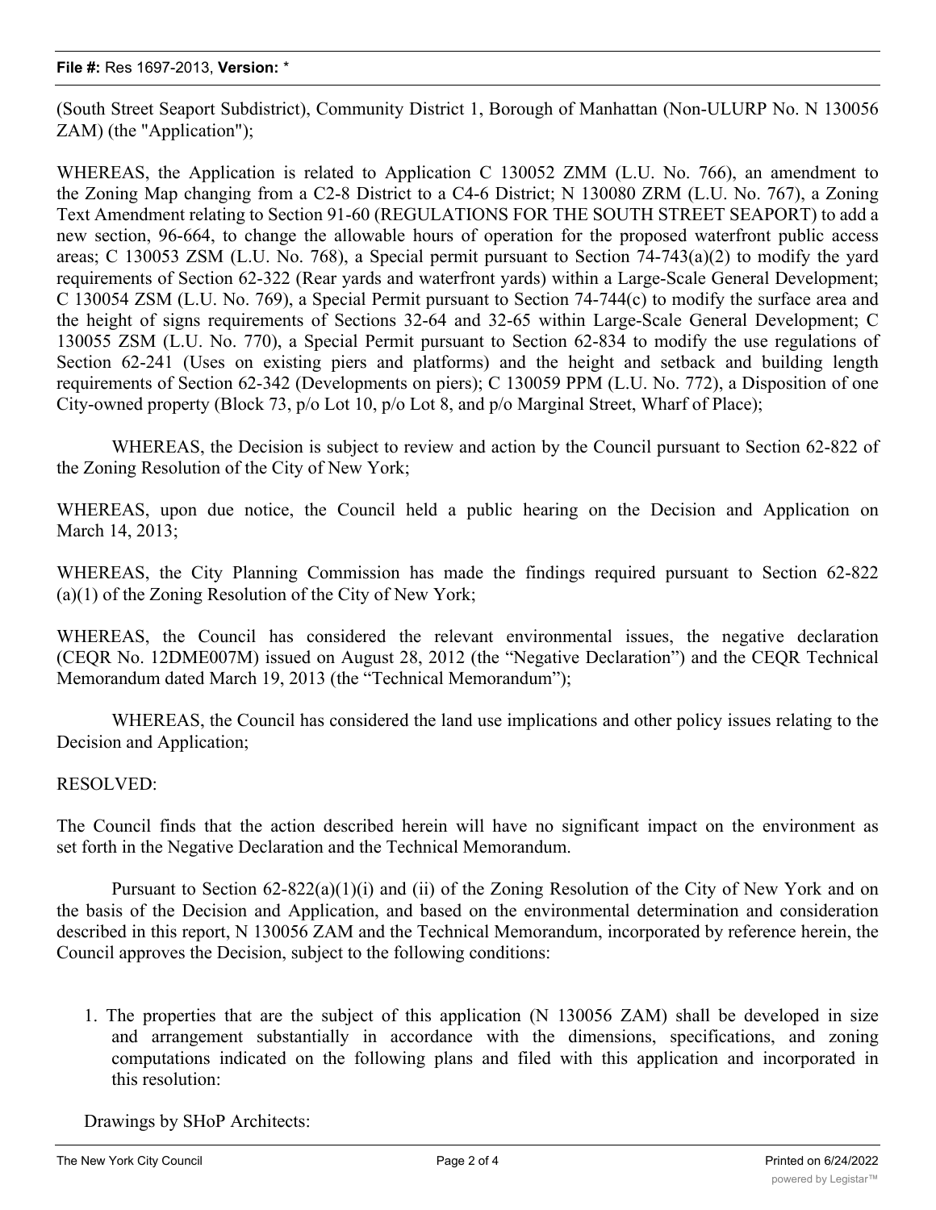(South Street Seaport Subdistrict), Community District 1, Borough of Manhattan (Non-ULURP No. N 130056 ZAM) (the "Application");

WHEREAS, the Application is related to Application C 130052 ZMM (L.U. No. 766), an amendment to the Zoning Map changing from a C2-8 District to a C4-6 District; N 130080 ZRM (L.U. No. 767), a Zoning Text Amendment relating to Section 91-60 (REGULATIONS FOR THE SOUTH STREET SEAPORT) to add a new section, 96-664, to change the allowable hours of operation for the proposed waterfront public access areas; C 130053 ZSM (L.U. No. 768), a Special permit pursuant to Section 74-743(a)(2) to modify the yard requirements of Section 62-322 (Rear yards and waterfront yards) within a Large-Scale General Development; C 130054 ZSM (L.U. No. 769), a Special Permit pursuant to Section 74-744(c) to modify the surface area and the height of signs requirements of Sections 32-64 and 32-65 within Large-Scale General Development; C 130055 ZSM (L.U. No. 770), a Special Permit pursuant to Section 62-834 to modify the use regulations of Section 62-241 (Uses on existing piers and platforms) and the height and setback and building length requirements of Section 62-342 (Developments on piers); C 130059 PPM (L.U. No. 772), a Disposition of one City-owned property (Block 73, p/o Lot 10, p/o Lot 8, and p/o Marginal Street, Wharf of Place);

WHEREAS, the Decision is subject to review and action by the Council pursuant to Section 62-822 of the Zoning Resolution of the City of New York;

WHEREAS, upon due notice, the Council held a public hearing on the Decision and Application on March 14, 2013;

WHEREAS, the City Planning Commission has made the findings required pursuant to Section 62-822 (a)(1) of the Zoning Resolution of the City of New York;

WHEREAS, the Council has considered the relevant environmental issues, the negative declaration (CEQR No. 12DME007M) issued on August 28, 2012 (the "Negative Declaration") and the CEQR Technical Memorandum dated March 19, 2013 (the "Technical Memorandum");

WHEREAS, the Council has considered the land use implications and other policy issues relating to the Decision and Application;

RESOLVED:

The Council finds that the action described herein will have no significant impact on the environment as set forth in the Negative Declaration and the Technical Memorandum.

Pursuant to Section 62-822(a)(1)(i) and (ii) of the Zoning Resolution of the City of New York and on the basis of the Decision and Application, and based on the environmental determination and consideration described in this report, N 130056 ZAM and the Technical Memorandum, incorporated by reference herein, the Council approves the Decision, subject to the following conditions:

1. The properties that are the subject of this application (N 130056 ZAM) shall be developed in size and arrangement substantially in accordance with the dimensions, specifications, and zoning computations indicated on the following plans and filed with this application and incorporated in this resolution:

Drawings by SHoP Architects: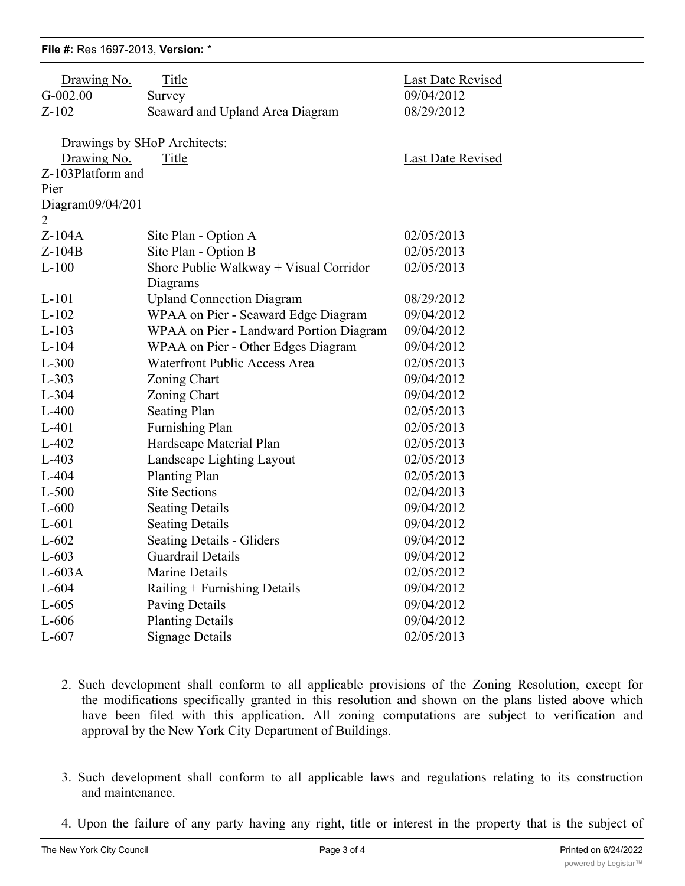| Drawing No. | Title | Last Date Revised |
|---|---|---|
| G-002.00 | Survey | 09/04/2012 |
| Z-102 | Seaward and Upland Area Diagram | 08/29/2012 |

Drawings by SHoP Architects:

| Drawing No. | Title | Last Date Revised |
|---|---|---|
| Z-103 | Platform and Pier Diagram | 09/04/2012 |
| Z-104A | Site Plan - Option A | 02/05/2013 |
| Z-104B | Site Plan - Option B | 02/05/2013 |
| L-100 | Shore Public Walkway + Visual Corridor Diagrams | 02/05/2013 |
| L-101 | Upland Connection Diagram | 08/29/2012 |
| L-102 | WPAA on Pier - Seaward Edge Diagram | 09/04/2012 |
| L-103 | WPAA on Pier - Landward Portion Diagram | 09/04/2012 |
| L-104 | WPAA on Pier - Other Edges Diagram | 09/04/2012 |
| L-300 | Waterfront Public Access Area | 02/05/2013 |
| L-303 | Zoning Chart | 09/04/2012 |
| L-304 | Zoning Chart | 09/04/2012 |
| L-400 | Seating Plan | 02/05/2013 |
| L-401 | Furnishing Plan | 02/05/2013 |
| L-402 | Hardscape Material Plan | 02/05/2013 |
| L-403 | Landscape Lighting Layout | 02/05/2013 |
| L-404 | Planting Plan | 02/05/2013 |
| L-500 | Site Sections | 02/04/2013 |
| L-600 | Seating Details | 09/04/2012 |
| L-601 | Seating Details | 09/04/2012 |
| L-602 | Seating Details - Gliders | 09/04/2012 |
| L-603 | Guardrail Details | 09/04/2012 |
| L-603A | Marine Details | 02/05/2012 |
| L-604 | Railing + Furnishing Details | 09/04/2012 |
| L-605 | Paving Details | 09/04/2012 |
| L-606 | Planting Details | 09/04/2012 |
| L-607 | Signage Details | 02/05/2013 |

2. Such development shall conform to all applicable provisions of the Zoning Resolution, except for the modifications specifically granted in this resolution and shown on the plans listed above which have been filed with this application. All zoning computations are subject to verification and approval by the New York City Department of Buildings.

3. Such development shall conform to all applicable laws and regulations relating to its construction and maintenance.

4. Upon the failure of any party having any right, title or interest in the property that is the subject of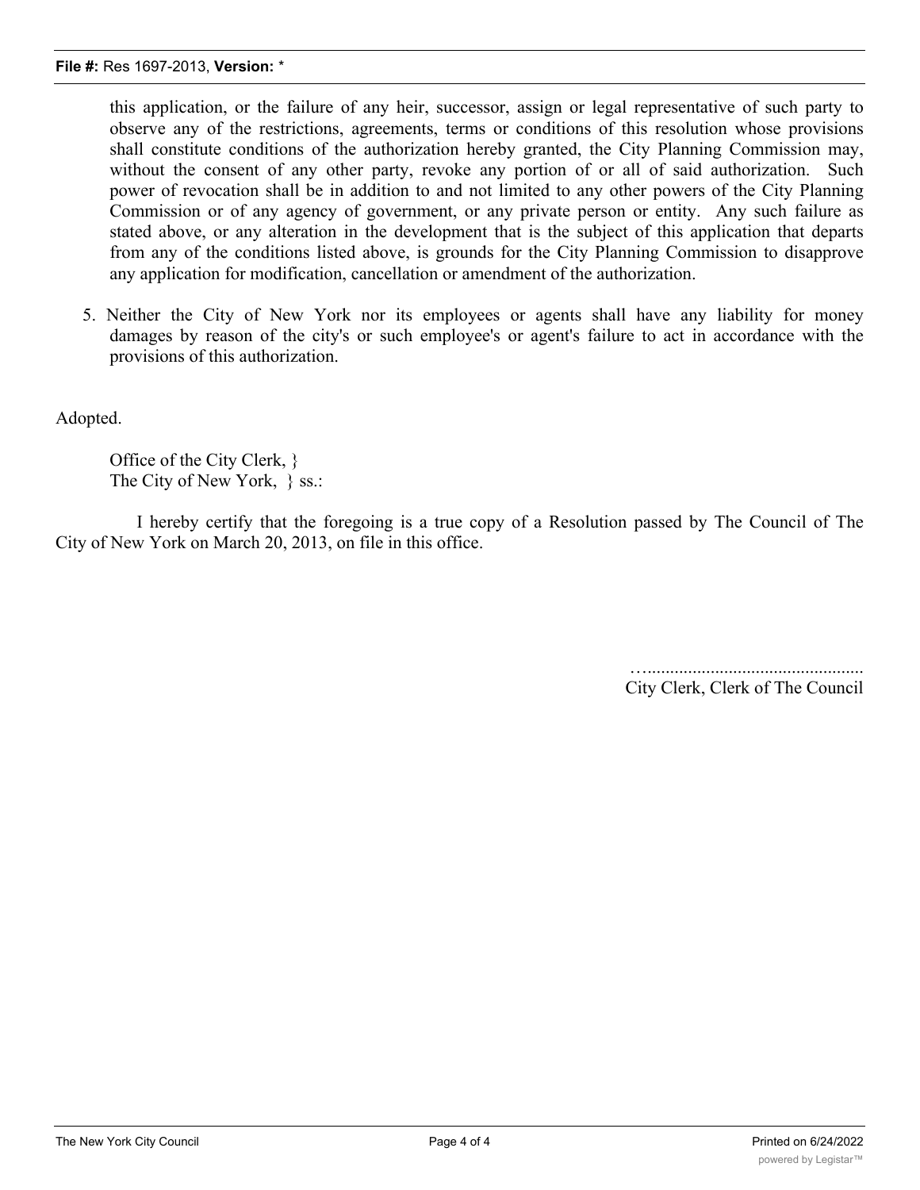this application, or the failure of any heir, successor, assign or legal representative of such party to observe any of the restrictions, agreements, terms or conditions of this resolution whose provisions shall constitute conditions of the authorization hereby granted, the City Planning Commission may, without the consent of any other party, revoke any portion of or all of said authorization. Such power of revocation shall be in addition to and not limited to any other powers of the City Planning Commission or of any agency of government, or any private person or entity. Any such failure as stated above, or any alteration in the development that is the subject of this application that departs from any of the conditions listed above, is grounds for the City Planning Commission to disapprove any application for modification, cancellation or amendment of the authorization.

5. Neither the City of New York nor its employees or agents shall have any liability for money damages by reason of the city's or such employee's or agent's failure to act in accordance with the provisions of this authorization.

Adopted.

Office of the City Clerk, }
The City of New York, } ss.:

I hereby certify that the foregoing is a true copy of a Resolution passed by The Council of The City of New York on March 20, 2013, on file in this office.

…..............................................
City Clerk, Clerk of The Council